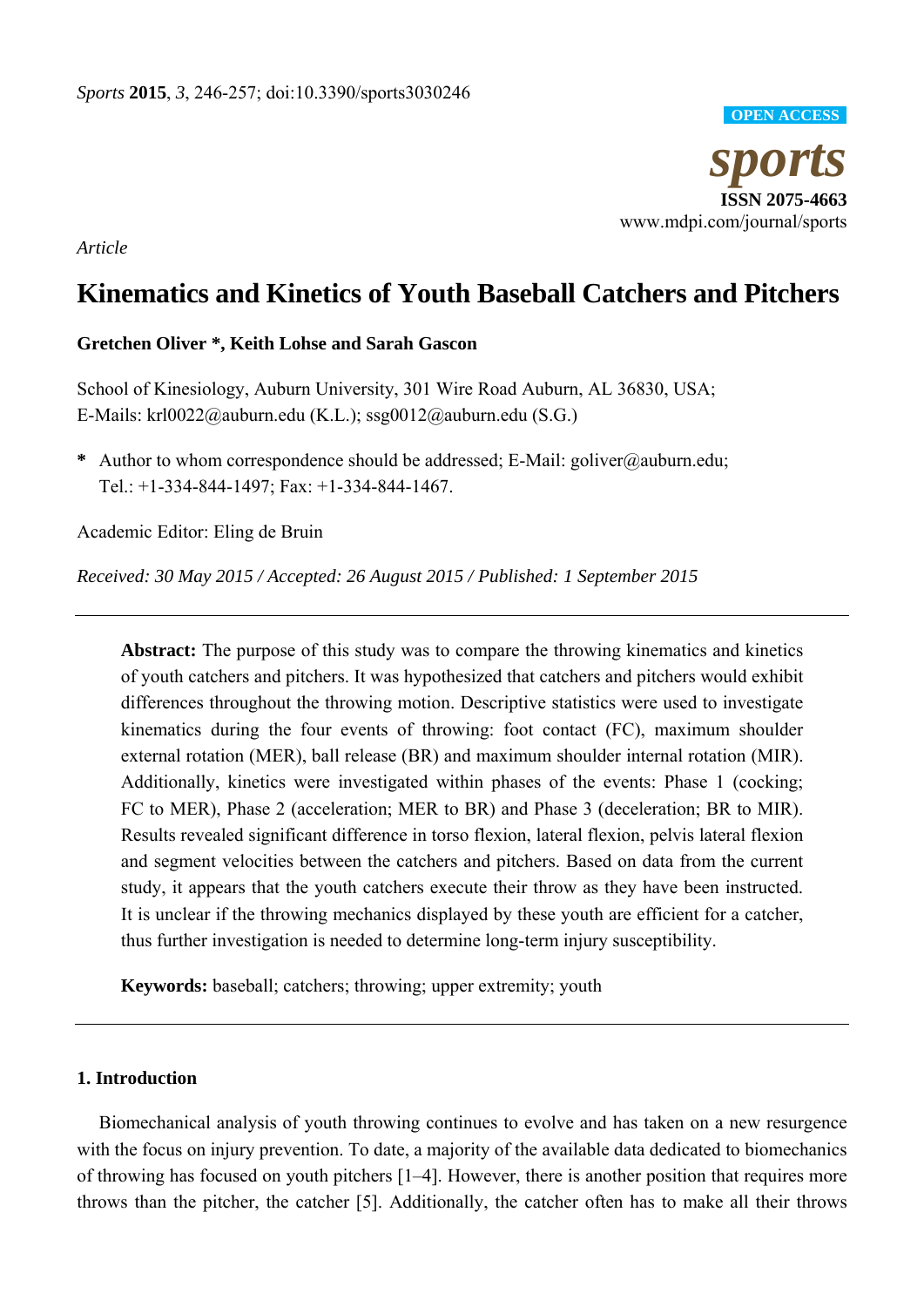*Article*

# Kinematics and Kinetics of Youth Baseball Catchers and Pitchers

**Gretchen Oliver \*, Keith Lohse and Sarah Gascon**

School of Kinesiology, Auburn University, 301 Wire Road Auburn, AL 36830, USA; E-Mails: krl0022@auburn.edu (K.L.); ssg0012@auburn.edu (S.G.)

**\*** Author to whom correspondence should be addressed; E-Mail: goliver@auburn.edu; Tel.: +1-334-844-1497; Fax: +1-334-844-1467.

Academic Editor: Eling de Bruin

*Received: 30 May 2015 / Accepted: 26 August 2015 / Published: 1 September 2015*

---

**Abstract:** The purpose of this study was to compare the throwing kinematics and kinetics of youth catchers and pitchers. It was hypothesized that catchers and pitchers would exhibit differences throughout the throwing motion. Descriptive statistics were used to investigate kinematics during the four events of throwing: foot contact (FC), maximum shoulder external rotation (MER), ball release (BR) and maximum shoulder internal rotation (MIR). Additionally, kinetics were investigated within phases of the events: Phase 1 (cocking; FC to MER), Phase 2 (acceleration; MER to BR) and Phase 3 (deceleration; BR to MIR). Results revealed significant difference in torso flexion, lateral flexion, pelvis lateral flexion and segment velocities between the catchers and pitchers. Based on data from the current study, it appears that the youth catchers execute their throw as they have been instructed. It is unclear if the throwing mechanics displayed by these youth are efficient for a catcher, thus further investigation is needed to determine long-term injury susceptibility.

**Keywords:** baseball; catchers; throwing; upper extremity; youth

---

## 1. Introduction

Biomechanical analysis of youth throwing continues to evolve and has taken on a new resurgence with the focus on injury prevention. To date, a majority of the available data dedicated to biomechanics of throwing has focused on youth pitchers [1–4]. However, there is another position that requires more throws than the pitcher, the catcher [5]. Additionally, the catcher often has to make all their throws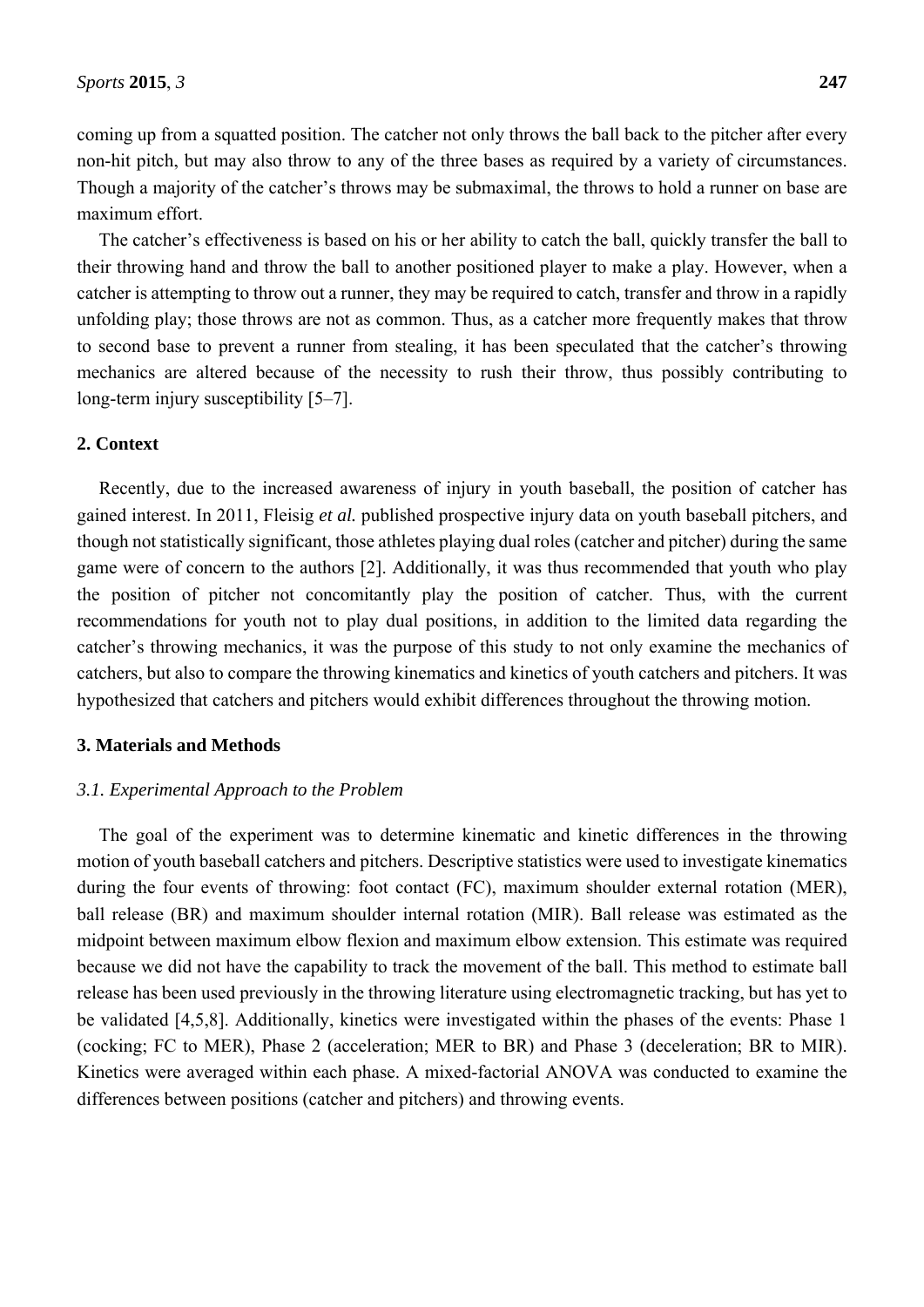coming up from a squatted position. The catcher not only throws the ball back to the pitcher after every non-hit pitch, but may also throw to any of the three bases as required by a variety of circumstances. Though a majority of the catcher's throws may be submaximal, the throws to hold a runner on base are maximum effort.

The catcher's effectiveness is based on his or her ability to catch the ball, quickly transfer the ball to their throwing hand and throw the ball to another positioned player to make a play. However, when a catcher is attempting to throw out a runner, they may be required to catch, transfer and throw in a rapidly unfolding play; those throws are not as common. Thus, as a catcher more frequently makes that throw to second base to prevent a runner from stealing, it has been speculated that the catcher's throwing mechanics are altered because of the necessity to rush their throw, thus possibly contributing to long-term injury susceptibility [5–7].

## 2. Context

Recently, due to the increased awareness of injury in youth baseball, the position of catcher has gained interest. In 2011, Fleisig *et al.* published prospective injury data on youth baseball pitchers, and though not statistically significant, those athletes playing dual roles (catcher and pitcher) during the same game were of concern to the authors [2]. Additionally, it was thus recommended that youth who play the position of pitcher not concomitantly play the position of catcher. Thus, with the current recommendations for youth not to play dual positions, in addition to the limited data regarding the catcher's throwing mechanics, it was the purpose of this study to not only examine the mechanics of catchers, but also to compare the throwing kinematics and kinetics of youth catchers and pitchers. It was hypothesized that catchers and pitchers would exhibit differences throughout the throwing motion.

## 3. Materials and Methods

### *3.1. Experimental Approach to the Problem*

The goal of the experiment was to determine kinematic and kinetic differences in the throwing motion of youth baseball catchers and pitchers. Descriptive statistics were used to investigate kinematics during the four events of throwing: foot contact (FC), maximum shoulder external rotation (MER), ball release (BR) and maximum shoulder internal rotation (MIR). Ball release was estimated as the midpoint between maximum elbow flexion and maximum elbow extension. This estimate was required because we did not have the capability to track the movement of the ball. This method to estimate ball release has been used previously in the throwing literature using electromagnetic tracking, but has yet to be validated [4,5,8]. Additionally, kinetics were investigated within the phases of the events: Phase 1 (cocking; FC to MER), Phase 2 (acceleration; MER to BR) and Phase 3 (deceleration; BR to MIR). Kinetics were averaged within each phase. A mixed-factorial ANOVA was conducted to examine the differences between positions (catcher and pitchers) and throwing events.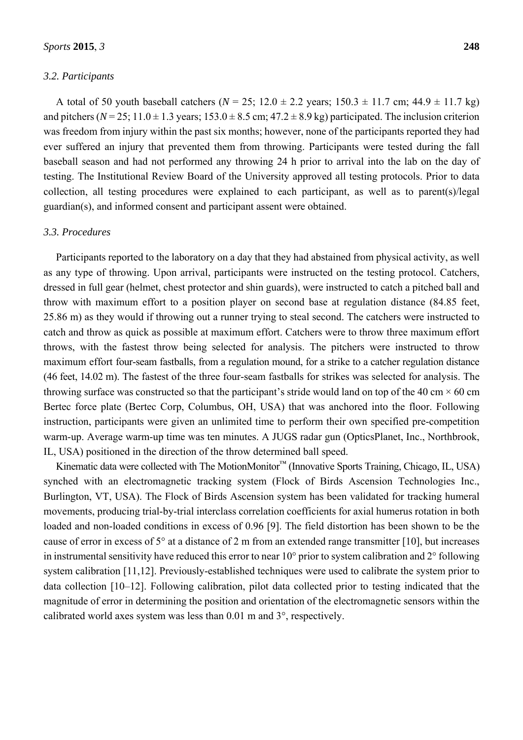### 3.2. Participants

A total of 50 youth baseball catchers ($N$ = 25; 12.0 ± 2.2 years; 150.3 ± 11.7 cm; 44.9 ± 11.7 kg) and pitchers ($N$ = 25; 11.0 ± 1.3 years; 153.0 ± 8.5 cm; 47.2 ± 8.9 kg) participated. The inclusion criterion was freedom from injury within the past six months; however, none of the participants reported they had ever suffered an injury that prevented them from throwing. Participants were tested during the fall baseball season and had not performed any throwing 24 h prior to arrival into the lab on the day of testing. The Institutional Review Board of the University approved all testing protocols. Prior to data collection, all testing procedures were explained to each participant, as well as to parent(s)/legal guardian(s), and informed consent and participant assent were obtained.

### 3.3. Procedures

Participants reported to the laboratory on a day that they had abstained from physical activity, as well as any type of throwing. Upon arrival, participants were instructed on the testing protocol. Catchers, dressed in full gear (helmet, chest protector and shin guards), were instructed to catch a pitched ball and throw with maximum effort to a position player on second base at regulation distance (84.85 feet, 25.86 m) as they would if throwing out a runner trying to steal second. The catchers were instructed to catch and throw as quick as possible at maximum effort. Catchers were to throw three maximum effort throws, with the fastest throw being selected for analysis. The pitchers were instructed to throw maximum effort four-seam fastballs, from a regulation mound, for a strike to a catcher regulation distance (46 feet, 14.02 m). The fastest of the three four-seam fastballs for strikes was selected for analysis. The throwing surface was constructed so that the participant's stride would land on top of the 40 cm × 60 cm Bertec force plate (Bertec Corp, Columbus, OH, USA) that was anchored into the floor. Following instruction, participants were given an unlimited time to perform their own specified pre-competition warm-up. Average warm-up time was ten minutes. A JUGS radar gun (OpticsPlanet, Inc., Northbrook, IL, USA) positioned in the direction of the throw determined ball speed.

Kinematic data were collected with The MotionMonitor™ (Innovative Sports Training, Chicago, IL, USA) synched with an electromagnetic tracking system (Flock of Birds Ascension Technologies Inc., Burlington, VT, USA). The Flock of Birds Ascension system has been validated for tracking humeral movements, producing trial-by-trial interclass correlation coefficients for axial humerus rotation in both loaded and non-loaded conditions in excess of 0.96 [9]. The field distortion has been shown to be the cause of error in excess of 5° at a distance of 2 m from an extended range transmitter [10], but increases in instrumental sensitivity have reduced this error to near 10° prior to system calibration and 2° following system calibration [11,12]. Previously-established techniques were used to calibrate the system prior to data collection [10–12]. Following calibration, pilot data collected prior to testing indicated that the magnitude of error in determining the position and orientation of the electromagnetic sensors within the calibrated world axes system was less than 0.01 m and 3°, respectively.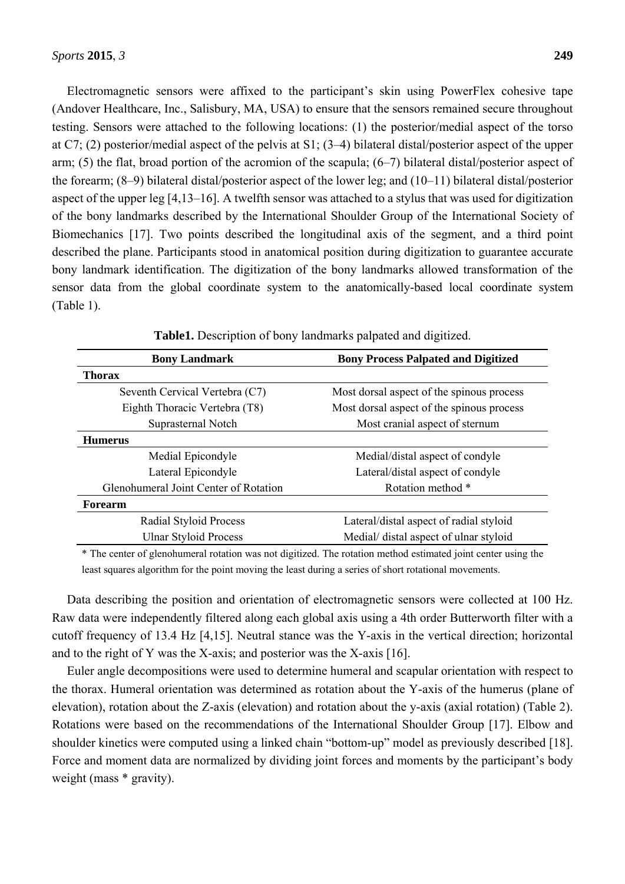Electromagnetic sensors were affixed to the participant's skin using PowerFlex cohesive tape (Andover Healthcare, Inc., Salisbury, MA, USA) to ensure that the sensors remained secure throughout testing. Sensors were attached to the following locations: (1) the posterior/medial aspect of the torso at C7; (2) posterior/medial aspect of the pelvis at S1; (3–4) bilateral distal/posterior aspect of the upper arm; (5) the flat, broad portion of the acromion of the scapula; (6–7) bilateral distal/posterior aspect of the forearm; (8–9) bilateral distal/posterior aspect of the lower leg; and (10–11) bilateral distal/posterior aspect of the upper leg [4,13–16]. A twelfth sensor was attached to a stylus that was used for digitization of the bony landmarks described by the International Shoulder Group of the International Society of Biomechanics [17]. Two points described the longitudinal axis of the segment, and a third point described the plane. Participants stood in anatomical position during digitization to guarantee accurate bony landmark identification. The digitization of the bony landmarks allowed transformation of the sensor data from the global coordinate system to the anatomically-based local coordinate system (Table 1).

**Table1.** Description of bony landmarks palpated and digitized.

| Bony Landmark | Bony Process Palpated and Digitized |
| --- | --- |
| **Thorax** | |
| Seventh Cervical Vertebra (C7) | Most dorsal aspect of the spinous process |
| Eighth Thoracic Vertebra (T8) | Most dorsal aspect of the spinous process |
| Suprasternal Notch | Most cranial aspect of sternum |
| **Humerus** | |
| Medial Epicondyle | Medial/distal aspect of condyle |
| Lateral Epicondyle | Lateral/distal aspect of condyle |
| Glenohumeral Joint Center of Rotation | Rotation method * |
| **Forearm** | |
| Radial Styloid Process | Lateral/distal aspect of radial styloid |
| Ulnar Styloid Process | Medial/ distal aspect of ulnar styloid |

\* The center of glenohumeral rotation was not digitized. The rotation method estimated joint center using the least squares algorithm for the point moving the least during a series of short rotational movements.

Data describing the position and orientation of electromagnetic sensors were collected at 100 Hz. Raw data were independently filtered along each global axis using a 4th order Butterworth filter with a cutoff frequency of 13.4 Hz [4,15]. Neutral stance was the Y-axis in the vertical direction; horizontal and to the right of Y was the X-axis; and posterior was the X-axis [16].

Euler angle decompositions were used to determine humeral and scapular orientation with respect to the thorax. Humeral orientation was determined as rotation about the Y-axis of the humerus (plane of elevation), rotation about the Z-axis (elevation) and rotation about the y-axis (axial rotation) (Table 2). Rotations were based on the recommendations of the International Shoulder Group [17]. Elbow and shoulder kinetics were computed using a linked chain "bottom-up" model as previously described [18]. Force and moment data are normalized by dividing joint forces and moments by the participant's body weight (mass * gravity).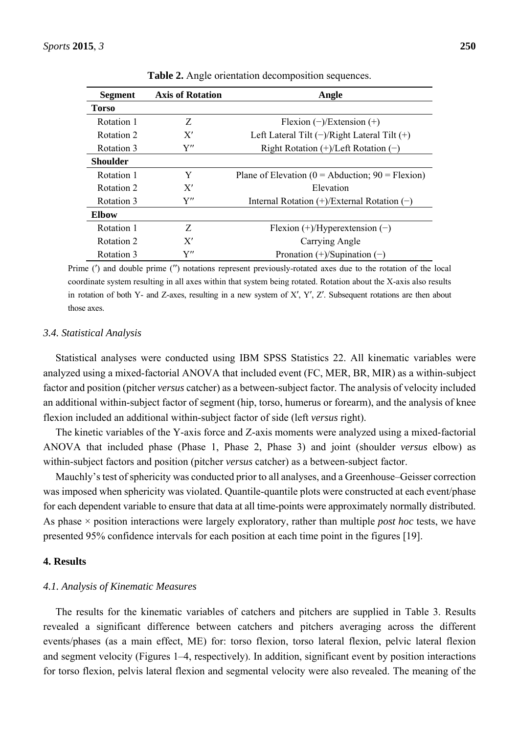**Table 2.** Angle orientation decomposition sequences.

| Segment | Axis of Rotation | Angle |
|---|---|---|
| **Torso** | | |
| Rotation 1 | Z | Flexion (−)/Extension (+) |
| Rotation 2 | X′ | Left Lateral Tilt (−)/Right Lateral Tilt (+) |
| Rotation 3 | Y″ | Right Rotation (+)/Left Rotation (−) |
| **Shoulder** | | |
| Rotation 1 | Y | Plane of Elevation (0 = Abduction; 90 = Flexion) |
| Rotation 2 | X′ | Elevation |
| Rotation 3 | Y″ | Internal Rotation (+)/External Rotation (−) |
| **Elbow** | | |
| Rotation 1 | Z | Flexion (+)/Hyperextension (−) |
| Rotation 2 | X′ | Carrying Angle |
| Rotation 3 | Y″ | Pronation (+)/Supination (−) |

Prime (′) and double prime (″) notations represent previously-rotated axes due to the rotation of the local coordinate system resulting in all axes within that system being rotated. Rotation about the X-axis also results in rotation of both Y- and Z-axes, resulting in a new system of X′, Y′, Z′. Subsequent rotations are then about those axes.

### 3.4. Statistical Analysis

Statistical analyses were conducted using IBM SPSS Statistics 22. All kinematic variables were analyzed using a mixed-factorial ANOVA that included event (FC, MER, BR, MIR) as a within-subject factor and position (pitcher *versus* catcher) as a between-subject factor. The analysis of velocity included an additional within-subject factor of segment (hip, torso, humerus or forearm), and the analysis of knee flexion included an additional within-subject factor of side (left *versus* right).

The kinetic variables of the Y-axis force and Z-axis moments were analyzed using a mixed-factorial ANOVA that included phase (Phase 1, Phase 2, Phase 3) and joint (shoulder *versus* elbow) as within-subject factors and position (pitcher *versus* catcher) as a between-subject factor.

Mauchly's test of sphericity was conducted prior to all analyses, and a Greenhouse–Geisser correction was imposed when sphericity was violated. Quantile-quantile plots were constructed at each event/phase for each dependent variable to ensure that data at all time-points were approximately normally distributed. As phase × position interactions were largely exploratory, rather than multiple *post hoc* tests, we have presented 95% confidence intervals for each position at each time point in the figures [19].

## 4. Results

### 4.1. Analysis of Kinematic Measures

The results for the kinematic variables of catchers and pitchers are supplied in Table 3. Results revealed a significant difference between catchers and pitchers averaging across the different events/phases (as a main effect, ME) for: torso flexion, torso lateral flexion, pelvic lateral flexion and segment velocity (Figures 1–4, respectively). In addition, significant event by position interactions for torso flexion, pelvis lateral flexion and segmental velocity were also revealed. The meaning of the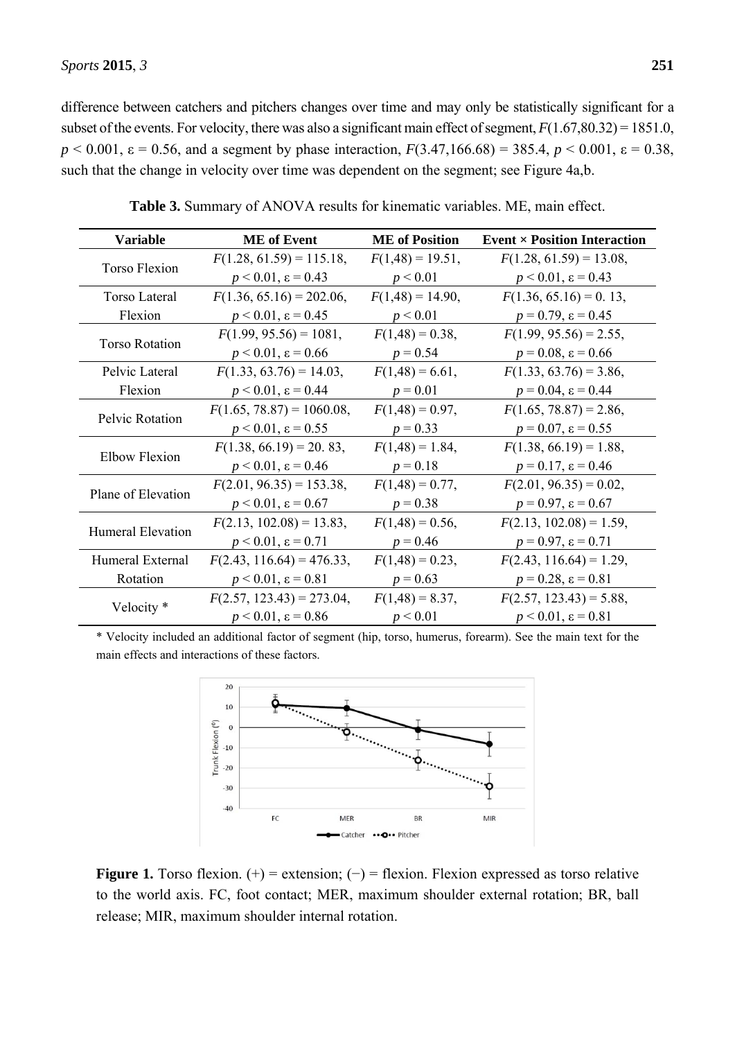difference between catchers and pitchers changes over time and may only be statistically significant for a subset of the events. For velocity, there was also a significant main effect of segment, $F(1.67,80.32) = 1851.0$, $p < 0.001$, $\varepsilon = 0.56$, and a segment by phase interaction, $F(3.47,166.68) = 385.4$, $p < 0.001$, $\varepsilon = 0.38$, such that the change in velocity over time was dependent on the segment; see Figure 4a,b.

**Table 3.** Summary of ANOVA results for kinematic variables. ME, main effect.

| Variable | ME of Event | ME of Position | Event × Position Interaction |
|---|---|---|---|
| Torso Flexion | $F(1.28, 61.59) = 115.18$, $p < 0.01$, $\varepsilon = 0.43$ | $F(1,48) = 19.51$, $p < 0.01$ | $F(1.28, 61.59) = 13.08$, $p < 0.01$, $\varepsilon = 0.43$ |
| Torso Lateral Flexion | $F(1.36, 65.16) = 202.06$, $p < 0.01$, $\varepsilon = 0.45$ | $F(1,48) = 14.90$, $p < 0.01$ | $F(1.36, 65.16) = 0.13$, $p = 0.79$, $\varepsilon = 0.45$ |
| Torso Rotation | $F(1.99, 95.56) = 1081$, $p < 0.01$, $\varepsilon = 0.66$ | $F(1,48) = 0.38$, $p = 0.54$ | $F(1.99, 95.56) = 2.55$, $p = 0.08$, $\varepsilon = 0.66$ |
| Pelvic Lateral Flexion | $F(1.33, 63.76) = 14.03$, $p < 0.01$, $\varepsilon = 0.44$ | $F(1,48) = 6.61$, $p = 0.01$ | $F(1.33, 63.76) = 3.86$, $p = 0.04$, $\varepsilon = 0.44$ |
| Pelvic Rotation | $F(1.65, 78.87) = 1060.08$, $p < 0.01$, $\varepsilon = 0.55$ | $F(1,48) = 0.97$, $p = 0.33$ | $F(1.65, 78.87) = 2.86$, $p = 0.07$, $\varepsilon = 0.55$ |
| Elbow Flexion | $F(1.38, 66.19) = 20.83$, $p < 0.01$, $\varepsilon = 0.46$ | $F(1,48) = 1.84$, $p = 0.18$ | $F(1.38, 66.19) = 1.88$, $p = 0.17$, $\varepsilon = 0.46$ |
| Plane of Elevation | $F(2.01, 96.35) = 153.38$, $p < 0.01$, $\varepsilon = 0.67$ | $F(1,48) = 0.77$, $p = 0.38$ | $F(2.01, 96.35) = 0.02$, $p = 0.97$, $\varepsilon = 0.67$ |
| Humeral Elevation | $F(2.13, 102.08) = 13.83$, $p < 0.01$, $\varepsilon = 0.71$ | $F(1,48) = 0.56$, $p = 0.46$ | $F(2.13, 102.08) = 1.59$, $p = 0.97$, $\varepsilon = 0.71$ |
| Humeral External Rotation | $F(2.43, 116.64) = 476.33$, $p < 0.01$, $\varepsilon = 0.81$ | $F(1,48) = 0.23$, $p = 0.63$ | $F(2.43, 116.64) = 1.29$, $p = 0.28$, $\varepsilon = 0.81$ |
| Velocity * | $F(2.57, 123.43) = 273.04$, $p < 0.01$, $\varepsilon = 0.86$ | $F(1,48) = 8.37$, $p < 0.01$ | $F(2.57, 123.43) = 5.88$, $p < 0.01$, $\varepsilon = 0.81$ |

* Velocity included an additional factor of segment (hip, torso, humerus, forearm). See the main text for the main effects and interactions of these factors.

**Figure 1.** Torso flexion. (+) = extension; (−) = flexion. Flexion expressed as torso relative to the world axis. FC, foot contact; MER, maximum shoulder external rotation; BR, ball release; MIR, maximum shoulder internal rotation.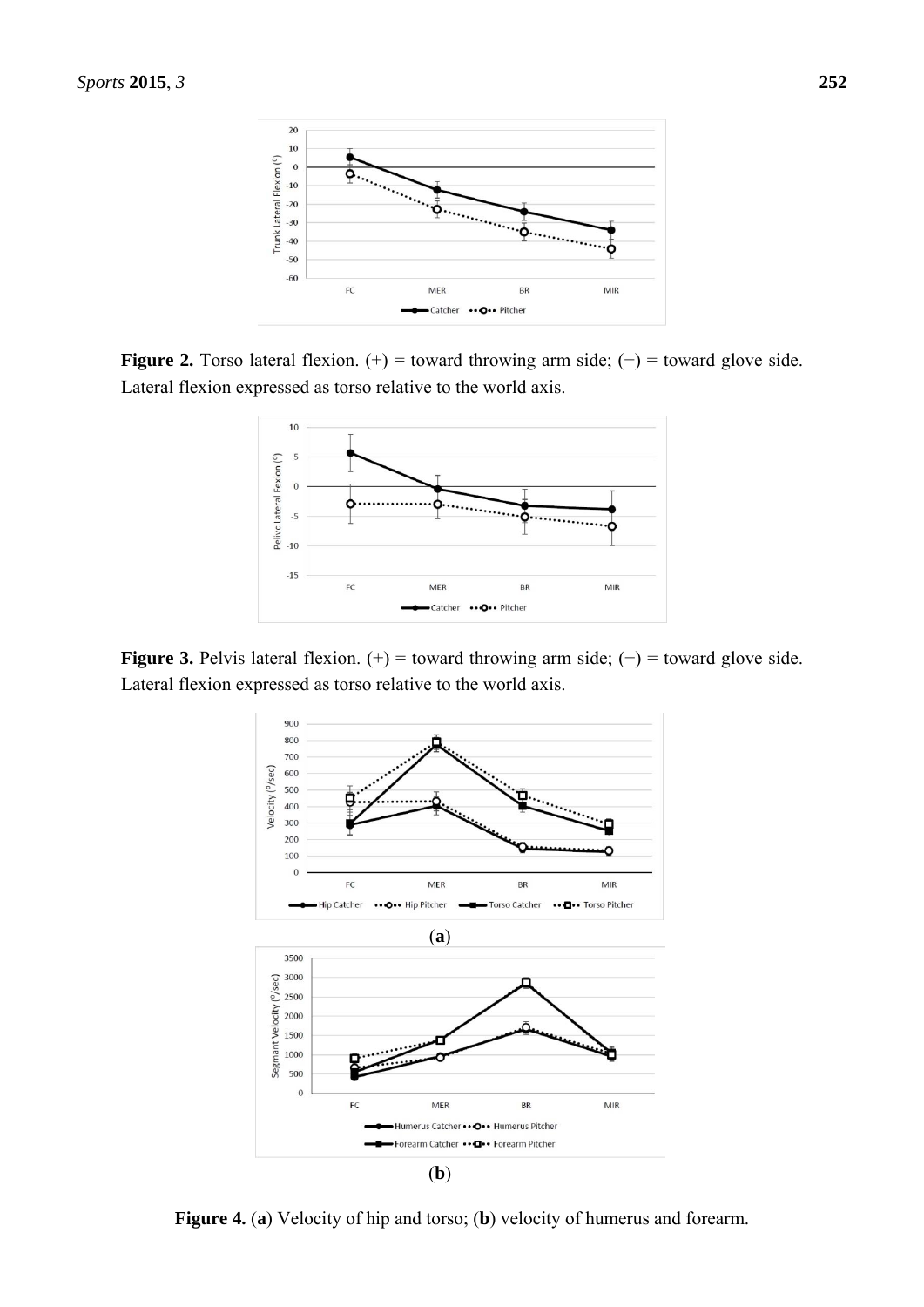**Figure 2.** Torso lateral flexion. (+) = toward throwing arm side; (−) = toward glove side. Lateral flexion expressed as torso relative to the world axis.

**Figure 3.** Pelvis lateral flexion. (+) = toward throwing arm side; (−) = toward glove side. Lateral flexion expressed as torso relative to the world axis.

(**a**)

(**b**)

**Figure 4.** (**a**) Velocity of hip and torso; (**b**) velocity of humerus and forearm.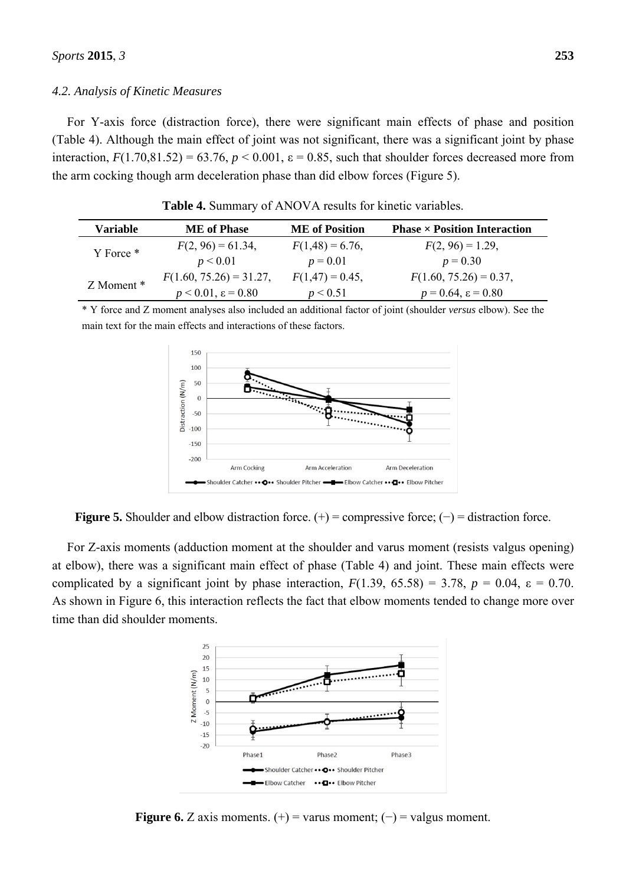### 4.2. Analysis of Kinetic Measures

For Y-axis force (distraction force), there were significant main effects of phase and position (Table 4). Although the main effect of joint was not significant, there was a significant joint by phase interaction, $F(1.70,81.52) = 63.76$, $p < 0.001$, $\varepsilon = 0.85$, such that shoulder forces decreased more from the arm cocking though arm deceleration phase than did elbow forces (Figure 5).

**Table 4.** Summary of ANOVA results for kinetic variables.

| Variable | ME of Phase | ME of Position | Phase × Position Interaction |
|---|---|---|---|
| Y Force * | $F(2, 96) = 61.34$, $p < 0.01$ | $F(1,48) = 6.76$, $p = 0.01$ | $F(2, 96) = 1.29$, $p = 0.30$ |
| Z Moment * | $F(1.60, 75.26) = 31.27$, $p < 0.01$, $\varepsilon = 0.80$ | $F(1,47) = 0.45$, $p < 0.51$ | $F(1.60, 75.26) = 0.37$, $p = 0.64$, $\varepsilon = 0.80$ |

\* Y force and Z moment analyses also included an additional factor of joint (shoulder *versus* elbow). See the main text for the main effects and interactions of these factors.

**Figure 5.** Shoulder and elbow distraction force. (+) = compressive force; (−) = distraction force.

For Z-axis moments (adduction moment at the shoulder and varus moment (resists valgus opening) at elbow), there was a significant main effect of phase (Table 4) and joint. These main effects were complicated by a significant joint by phase interaction, $F(1.39, 65.58) = 3.78$, $p = 0.04$, $\varepsilon = 0.70$. As shown in Figure 6, this interaction reflects the fact that elbow moments tended to change more over time than did shoulder moments.

**Figure 6.** Z axis moments. (+) = varus moment; (−) = valgus moment.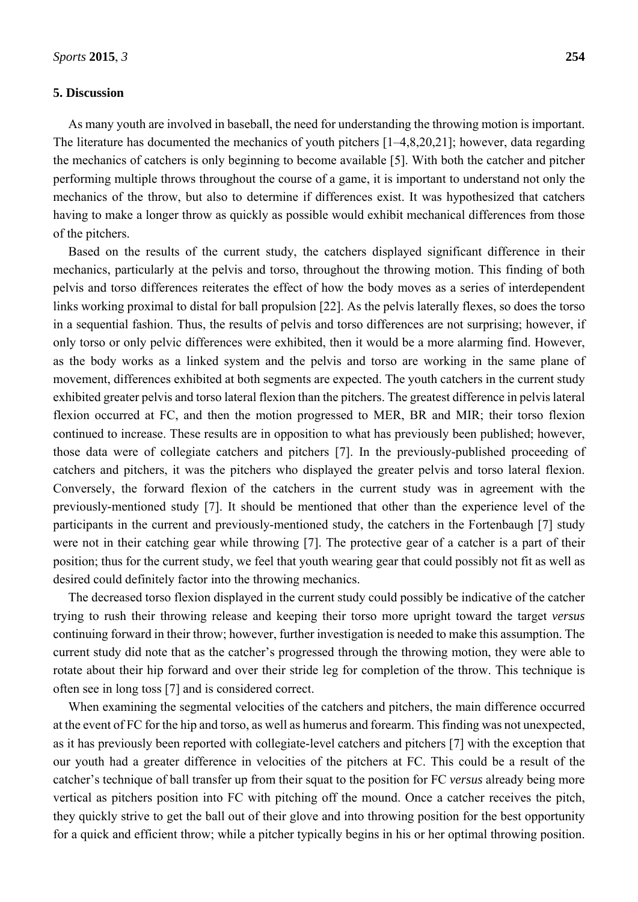## 5. Discussion

As many youth are involved in baseball, the need for understanding the throwing motion is important. The literature has documented the mechanics of youth pitchers [1–4,8,20,21]; however, data regarding the mechanics of catchers is only beginning to become available [5]. With both the catcher and pitcher performing multiple throws throughout the course of a game, it is important to understand not only the mechanics of the throw, but also to determine if differences exist. It was hypothesized that catchers having to make a longer throw as quickly as possible would exhibit mechanical differences from those of the pitchers.

Based on the results of the current study, the catchers displayed significant difference in their mechanics, particularly at the pelvis and torso, throughout the throwing motion. This finding of both pelvis and torso differences reiterates the effect of how the body moves as a series of interdependent links working proximal to distal for ball propulsion [22]. As the pelvis laterally flexes, so does the torso in a sequential fashion. Thus, the results of pelvis and torso differences are not surprising; however, if only torso or only pelvic differences were exhibited, then it would be a more alarming find. However, as the body works as a linked system and the pelvis and torso are working in the same plane of movement, differences exhibited at both segments are expected. The youth catchers in the current study exhibited greater pelvis and torso lateral flexion than the pitchers. The greatest difference in pelvis lateral flexion occurred at FC, and then the motion progressed to MER, BR and MIR; their torso flexion continued to increase. These results are in opposition to what has previously been published; however, those data were of collegiate catchers and pitchers [7]. In the previously-published proceeding of catchers and pitchers, it was the pitchers who displayed the greater pelvis and torso lateral flexion. Conversely, the forward flexion of the catchers in the current study was in agreement with the previously-mentioned study [7]. It should be mentioned that other than the experience level of the participants in the current and previously-mentioned study, the catchers in the Fortenbaugh [7] study were not in their catching gear while throwing [7]. The protective gear of a catcher is a part of their position; thus for the current study, we feel that youth wearing gear that could possibly not fit as well as desired could definitely factor into the throwing mechanics.

The decreased torso flexion displayed in the current study could possibly be indicative of the catcher trying to rush their throwing release and keeping their torso more upright toward the target *versus* continuing forward in their throw; however, further investigation is needed to make this assumption. The current study did note that as the catcher's progressed through the throwing motion, they were able to rotate about their hip forward and over their stride leg for completion of the throw. This technique is often see in long toss [7] and is considered correct.

When examining the segmental velocities of the catchers and pitchers, the main difference occurred at the event of FC for the hip and torso, as well as humerus and forearm. This finding was not unexpected, as it has previously been reported with collegiate-level catchers and pitchers [7] with the exception that our youth had a greater difference in velocities of the pitchers at FC. This could be a result of the catcher's technique of ball transfer up from their squat to the position for FC *versus* already being more vertical as pitchers position into FC with pitching off the mound. Once a catcher receives the pitch, they quickly strive to get the ball out of their glove and into throwing position for the best opportunity for a quick and efficient throw; while a pitcher typically begins in his or her optimal throwing position.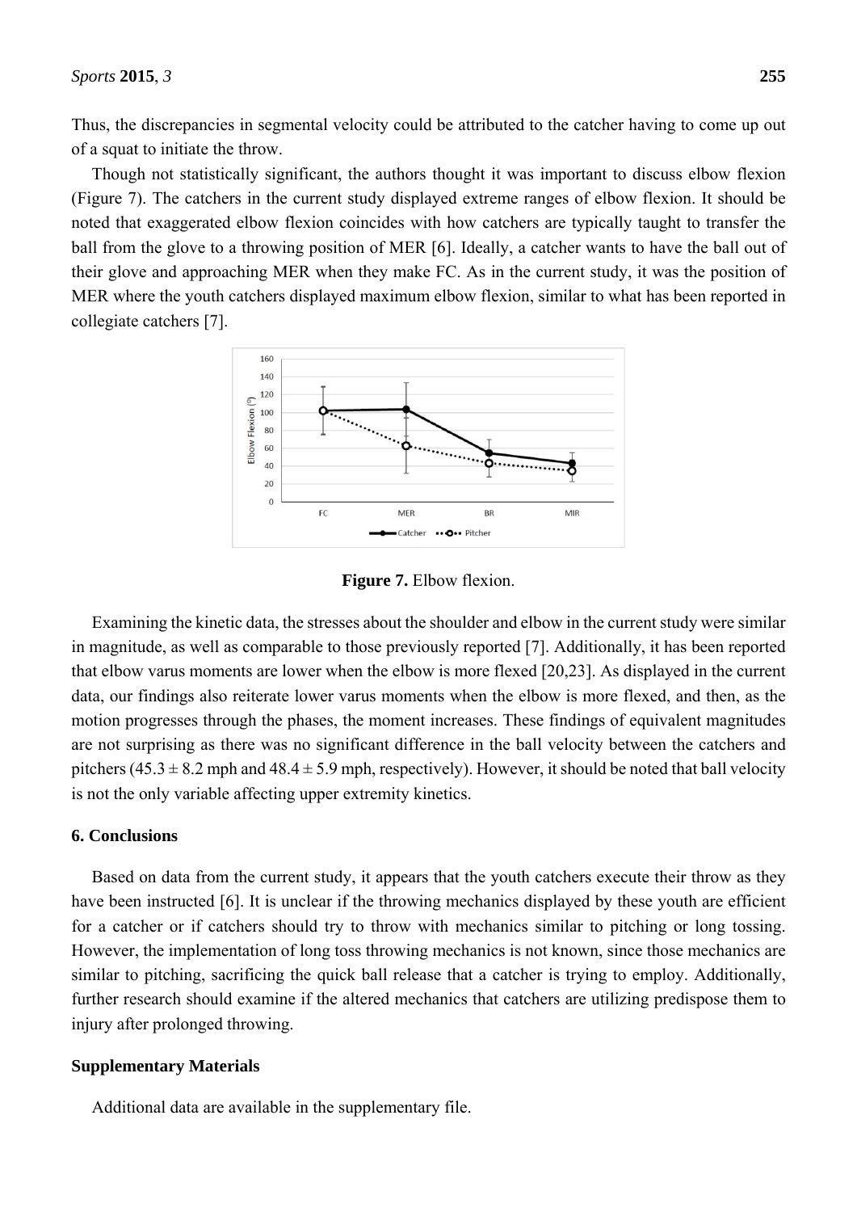Thus, the discrepancies in segmental velocity could be attributed to the catcher having to come up out of a squat to initiate the throw.

Though not statistically significant, the authors thought it was important to discuss elbow flexion (Figure 7). The catchers in the current study displayed extreme ranges of elbow flexion. It should be noted that exaggerated elbow flexion coincides with how catchers are typically taught to transfer the ball from the glove to a throwing position of MER [6]. Ideally, a catcher wants to have the ball out of their glove and approaching MER when they make FC. As in the current study, it was the position of MER where the youth catchers displayed maximum elbow flexion, similar to what has been reported in collegiate catchers [7].

**Figure 7.** Elbow flexion.

Examining the kinetic data, the stresses about the shoulder and elbow in the current study were similar in magnitude, as well as comparable to those previously reported [7]. Additionally, it has been reported that elbow varus moments are lower when the elbow is more flexed [20,23]. As displayed in the current data, our findings also reiterate lower varus moments when the elbow is more flexed, and then, as the motion progresses through the phases, the moment increases. These findings of equivalent magnitudes are not surprising as there was no significant difference in the ball velocity between the catchers and pitchers ($45.3 \pm 8.2$ mph and $48.4 \pm 5.9$ mph, respectively). However, it should be noted that ball velocity is not the only variable affecting upper extremity kinetics.

## 6. Conclusions

Based on data from the current study, it appears that the youth catchers execute their throw as they have been instructed [6]. It is unclear if the throwing mechanics displayed by these youth are efficient for a catcher or if catchers should try to throw with mechanics similar to pitching or long tossing. However, the implementation of long toss throwing mechanics is not known, since those mechanics are similar to pitching, sacrificing the quick ball release that a catcher is trying to employ. Additionally, further research should examine if the altered mechanics that catchers are utilizing predispose them to injury after prolonged throwing.

## Supplementary Materials

Additional data are available in the supplementary file.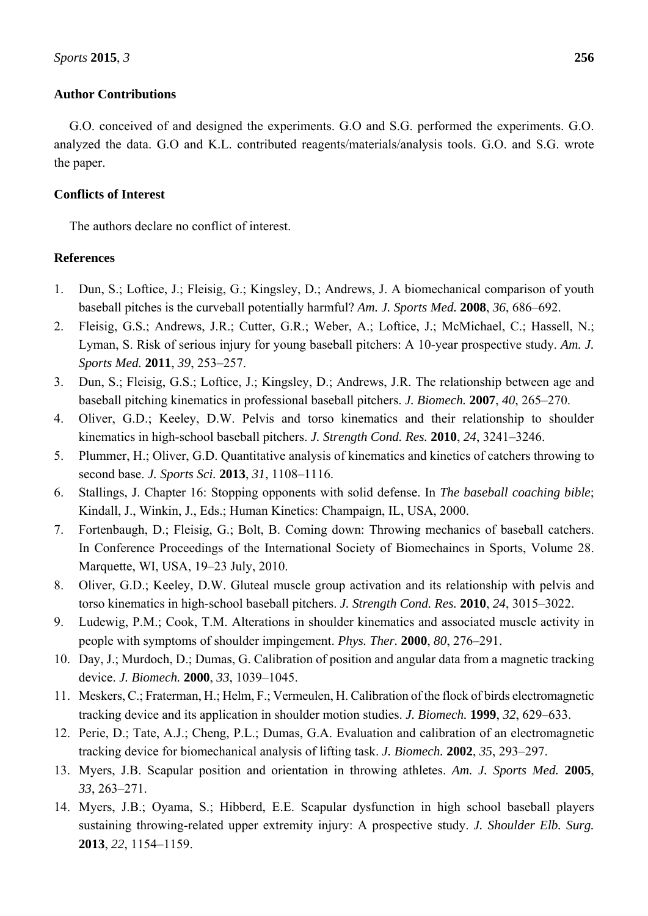## Author Contributions

G.O. conceived of and designed the experiments. G.O and S.G. performed the experiments. G.O. analyzed the data. G.O and K.L. contributed reagents/materials/analysis tools. G.O. and S.G. wrote the paper.

## Conflicts of Interest

The authors declare no conflict of interest.

## References

1. Dun, S.; Loftice, J.; Fleisig, G.; Kingsley, D.; Andrews, J. A biomechanical comparison of youth baseball pitches is the curveball potentially harmful? *Am. J. Sports Med.* **2008**, *36*, 686–692.
2. Fleisig, G.S.; Andrews, J.R.; Cutter, G.R.; Weber, A.; Loftice, J.; McMichael, C.; Hassell, N.; Lyman, S. Risk of serious injury for young baseball pitchers: A 10-year prospective study. *Am. J. Sports Med.* **2011**, *39*, 253–257.
3. Dun, S.; Fleisig, G.S.; Loftice, J.; Kingsley, D.; Andrews, J.R. The relationship between age and baseball pitching kinematics in professional baseball pitchers. *J. Biomech.* **2007**, *40*, 265–270.
4. Oliver, G.D.; Keeley, D.W. Pelvis and torso kinematics and their relationship to shoulder kinematics in high-school baseball pitchers. *J. Strength Cond. Res.* **2010**, *24*, 3241–3246.
5. Plummer, H.; Oliver, G.D. Quantitative analysis of kinematics and kinetics of catchers throwing to second base. *J. Sports Sci.* **2013**, *31*, 1108–1116.
6. Stallings, J. Chapter 16: Stopping opponents with solid defense. In *The baseball coaching bible*; Kindall, J., Winkin, J., Eds.; Human Kinetics: Champaign, IL, USA, 2000.
7. Fortenbaugh, D.; Fleisig, G.; Bolt, B. Coming down: Throwing mechanics of baseball catchers. In Conference Proceedings of the International Society of Biomechaincs in Sports, Volume 28. Marquette, WI, USA, 19–23 July, 2010.
8. Oliver, G.D.; Keeley, D.W. Gluteal muscle group activation and its relationship with pelvis and torso kinematics in high-school baseball pitchers. *J. Strength Cond. Res.* **2010**, *24*, 3015–3022.
9. Ludewig, P.M.; Cook, T.M. Alterations in shoulder kinematics and associated muscle activity in people with symptoms of shoulder impingement. *Phys. Ther.* **2000**, *80*, 276–291.
10. Day, J.; Murdoch, D.; Dumas, G. Calibration of position and angular data from a magnetic tracking device. *J. Biomech.* **2000**, *33*, 1039–1045.
11. Meskers, C.; Fraterman, H.; Helm, F.; Vermeulen, H. Calibration of the flock of birds electromagnetic tracking device and its application in shoulder motion studies. *J. Biomech.* **1999**, *32*, 629–633.
12. Perie, D.; Tate, A.J.; Cheng, P.L.; Dumas, G.A. Evaluation and calibration of an electromagnetic tracking device for biomechanical analysis of lifting task. *J. Biomech.* **2002**, *35*, 293–297.
13. Myers, J.B. Scapular position and orientation in throwing athletes. *Am. J. Sports Med.* **2005**, *33*, 263–271.
14. Myers, J.B.; Oyama, S.; Hibberd, E.E. Scapular dysfunction in high school baseball players sustaining throwing-related upper extremity injury: A prospective study. *J. Shoulder Elb. Surg.* **2013**, *22*, 1154–1159.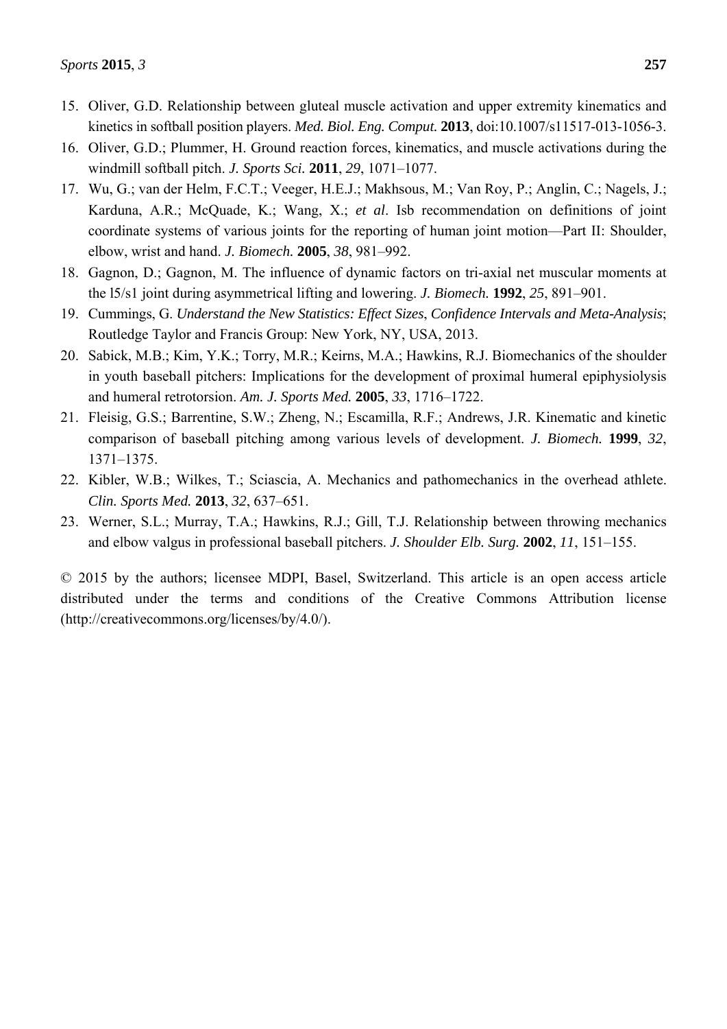15. Oliver, G.D. Relationship between gluteal muscle activation and upper extremity kinematics and kinetics in softball position players. *Med. Biol. Eng. Comput.* **2013**, doi:10.1007/s11517-013-1056-3.
16. Oliver, G.D.; Plummer, H. Ground reaction forces, kinematics, and muscle activations during the windmill softball pitch. *J. Sports Sci.* **2011**, *29*, 1071–1077.
17. Wu, G.; van der Helm, F.C.T.; Veeger, H.E.J.; Makhsous, M.; Van Roy, P.; Anglin, C.; Nagels, J.; Karduna, A.R.; McQuade, K.; Wang, X.; *et al*. Isb recommendation on definitions of joint coordinate systems of various joints for the reporting of human joint motion—Part II: Shoulder, elbow, wrist and hand. *J. Biomech.* **2005**, *38*, 981–992.
18. Gagnon, D.; Gagnon, M. The influence of dynamic factors on tri-axial net muscular moments at the l5/s1 joint during asymmetrical lifting and lowering. *J. Biomech.* **1992**, *25*, 891–901.
19. Cummings, G. *Understand the New Statistics: Effect Sizes, Confidence Intervals and Meta-Analysis*; Routledge Taylor and Francis Group: New York, NY, USA, 2013.
20. Sabick, M.B.; Kim, Y.K.; Torry, M.R.; Keirns, M.A.; Hawkins, R.J. Biomechanics of the shoulder in youth baseball pitchers: Implications for the development of proximal humeral epiphysiolysis and humeral retrotorsion. *Am. J. Sports Med.* **2005**, *33*, 1716–1722.
21. Fleisig, G.S.; Barrentine, S.W.; Zheng, N.; Escamilla, R.F.; Andrews, J.R. Kinematic and kinetic comparison of baseball pitching among various levels of development. *J. Biomech.* **1999**, *32*, 1371–1375.
22. Kibler, W.B.; Wilkes, T.; Sciascia, A. Mechanics and pathomechanics in the overhead athlete. *Clin. Sports Med.* **2013**, *32*, 637–651.
23. Werner, S.L.; Murray, T.A.; Hawkins, R.J.; Gill, T.J. Relationship between throwing mechanics and elbow valgus in professional baseball pitchers. *J. Shoulder Elb. Surg.* **2002**, *11*, 151–155.

© 2015 by the authors; licensee MDPI, Basel, Switzerland. This article is an open access article distributed under the terms and conditions of the Creative Commons Attribution license (http://creativecommons.org/licenses/by/4.0/).